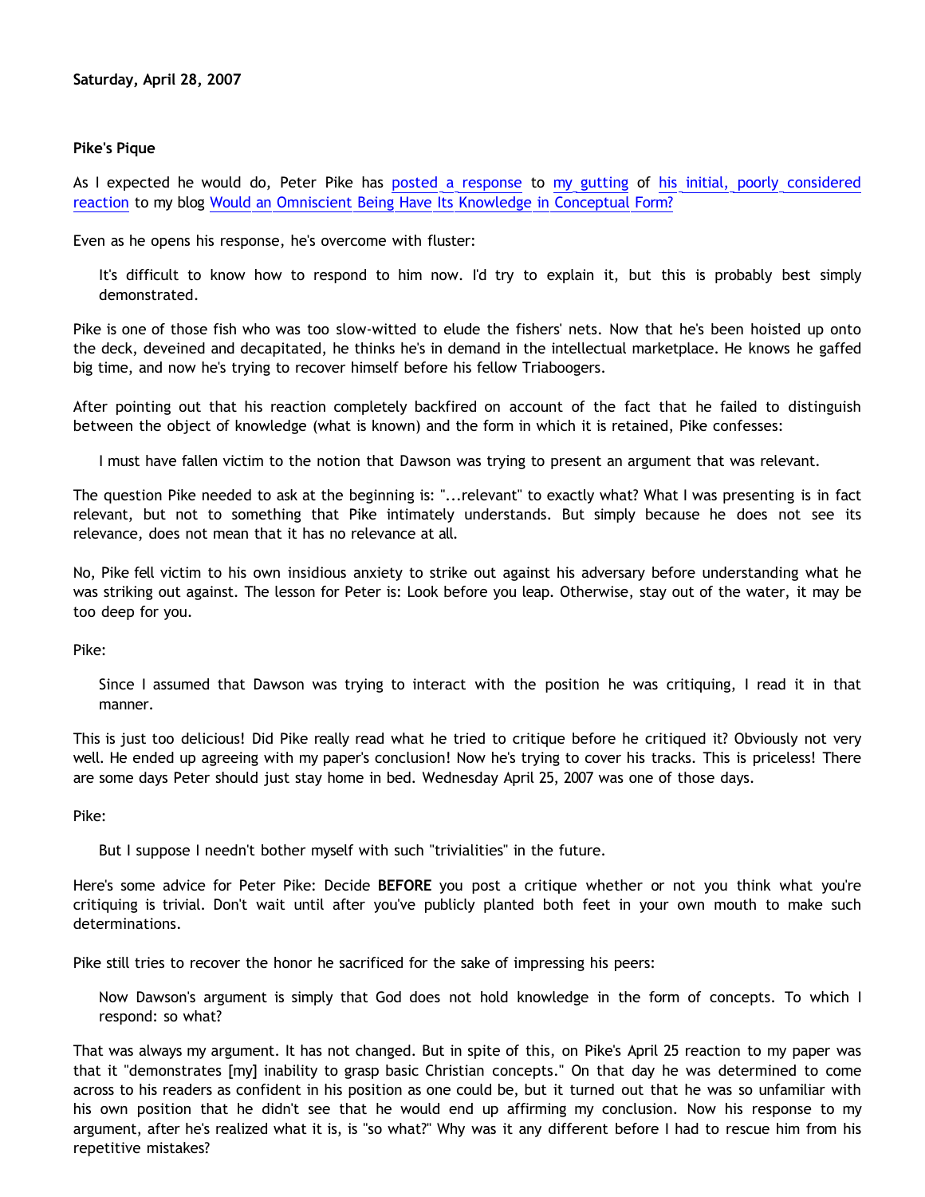**Saturday, April 28, 2007**

**Pike's Pique**

As I expected he would do, Peter Pike has posted a response to my gutting of his initial, poorly considered reaction to my blog Would an Omniscient Being Have Its Knowledge in Conceptual Form?

Even as he opens his response, he's overcome with fluster:

> It's difficult to know how to respond to him now. I'd try to explain it, but this is probably best simply demonstrated.

Pike is one of those fish who was too slow-witted to elude the fishers' nets. Now that he's been hoisted up onto the deck, deveined and decapitated, he thinks he's in demand in the intellectual marketplace. He knows he gaffed big time, and now he's trying to recover himself before his fellow Triaboogers.

After pointing out that his reaction completely backfired on account of the fact that he failed to distinguish between the object of knowledge (what is known) and the form in which it is retained, Pike confesses:

> I must have fallen victim to the notion that Dawson was trying to present an argument that was relevant.

The question Pike needed to ask at the beginning is: "...relevant" to exactly what? What I was presenting is in fact relevant, but not to something that Pike intimately understands. But simply because he does not see its relevance, does not mean that it has no relevance at all.

No, Pike fell victim to his own insidious anxiety to strike out against his adversary before understanding what he was striking out against. The lesson for Peter is: Look before you leap. Otherwise, stay out of the water, it may be too deep for you.

Pike:

> Since I assumed that Dawson was trying to interact with the position he was critiquing, I read it in that manner.

This is just too delicious! Did Pike really read what he tried to critique before he critiqued it? Obviously not very well. He ended up agreeing with my paper's conclusion! Now he's trying to cover his tracks. This is priceless! There are some days Peter should just stay home in bed. Wednesday April 25, 2007 was one of those days.

Pike:

> But I suppose I needn't bother myself with such "trivialities" in the future.

Here's some advice for Peter Pike: Decide **BEFORE** you post a critique whether or not you think what you're critiquing is trivial. Don't wait until after you've publicly planted both feet in your own mouth to make such determinations.

Pike still tries to recover the honor he sacrificed for the sake of impressing his peers:

> Now Dawson's argument is simply that God does not hold knowledge in the form of concepts. To which I respond: so what?

That was always my argument. It has not changed. But in spite of this, on Pike's April 25 reaction to my paper was that it "demonstrates [my] inability to grasp basic Christian concepts." On that day he was determined to come across to his readers as confident in his position as one could be, but it turned out that he was so unfamiliar with his own position that he didn't see that he would end up affirming my conclusion. Now his response to my argument, after he's realized what it is, is "so what?" Why was it any different before I had to rescue him from his repetitive mistakes?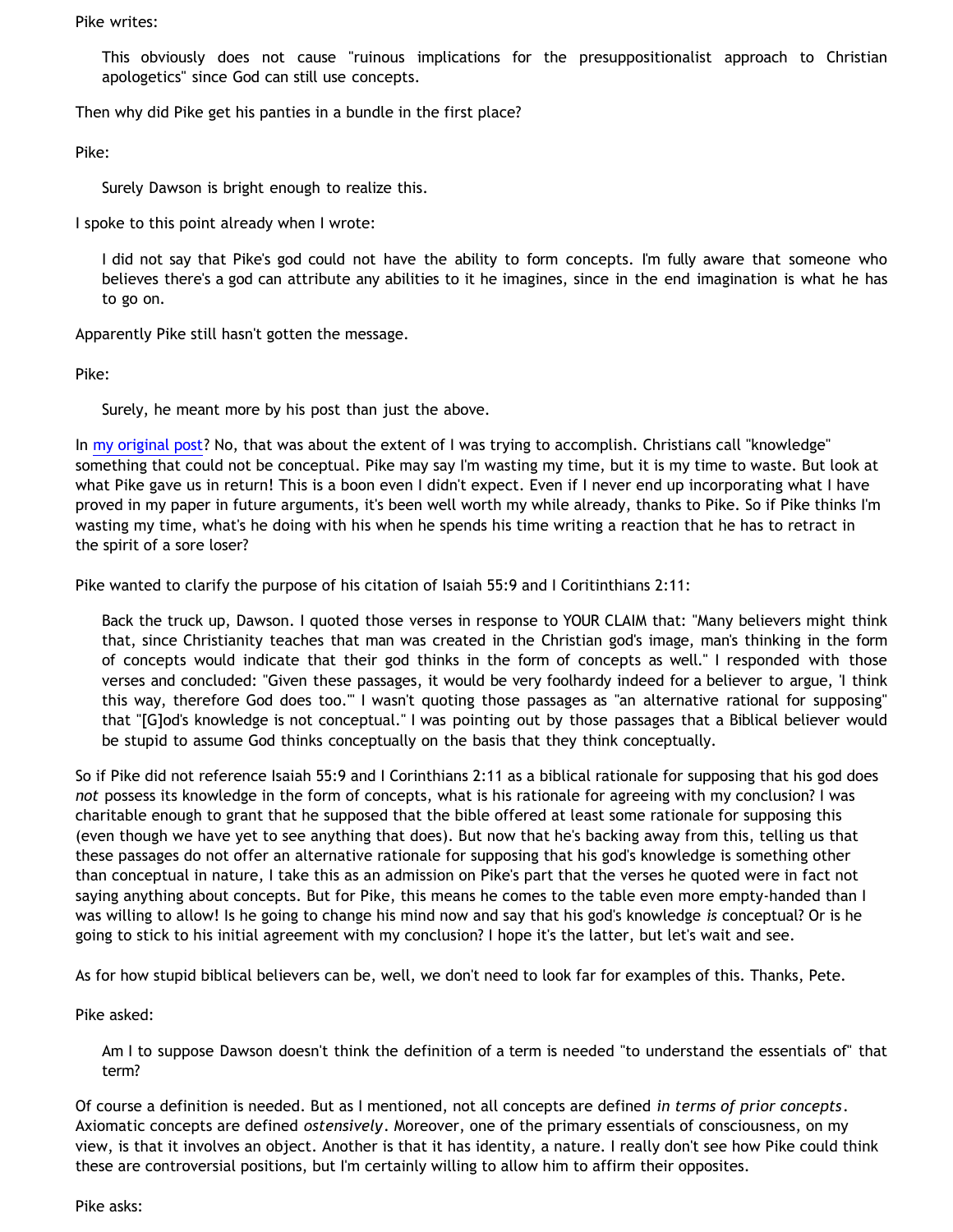Pike writes:

> This obviously does not cause "ruinous implications for the presuppositionalist approach to Christian apologetics" since God can still use concepts.

Then why did Pike get his panties in a bundle in the first place?

Pike:

> Surely Dawson is bright enough to realize this.

I spoke to this point already when I wrote:

> I did not say that Pike's god could not have the ability to form concepts. I'm fully aware that someone who believes there's a god can attribute any abilities to it he imagines, since in the end imagination is what he has to go on.

Apparently Pike still hasn't gotten the message.

Pike:

> Surely, he meant more by his post than just the above.

In my original post? No, that was about the extent of I was trying to accomplish. Christians call "knowledge" something that could not be conceptual. Pike may say I'm wasting my time, but it is my time to waste. But look at what Pike gave us in return! This is a boon even I didn't expect. Even if I never end up incorporating what I have proved in my paper in future arguments, it's been well worth my while already, thanks to Pike. So if Pike thinks I'm wasting my time, what's he doing with his when he spends his time writing a reaction that he has to retract in the spirit of a sore loser?

Pike wanted to clarify the purpose of his citation of Isaiah 55:9 and I Coritinthians 2:11:

> Back the truck up, Dawson. I quoted those verses in response to YOUR CLAIM that: "Many believers might think that, since Christianity teaches that man was created in the Christian god's image, man's thinking in the form of concepts would indicate that their god thinks in the form of concepts as well." I responded with those verses and concluded: "Given these passages, it would be very foolhardy indeed for a believer to argue, 'I think this way, therefore God does too.'" I wasn't quoting those passages as "an alternative rational for supposing" that "[G]od's knowledge is not conceptual." I was pointing out by those passages that a Biblical believer would be stupid to assume God thinks conceptually on the basis that they think conceptually.

So if Pike did not reference Isaiah 55:9 and I Corinthians 2:11 as a biblical rationale for supposing that his god does *not* possess its knowledge in the form of concepts, what is his rationale for agreeing with my conclusion? I was charitable enough to grant that he supposed that the bible offered at least some rationale for supposing this (even though we have yet to see anything that does). But now that he's backing away from this, telling us that these passages do not offer an alternative rationale for supposing that his god's knowledge is something other than conceptual in nature, I take this as an admission on Pike's part that the verses he quoted were in fact not saying anything about concepts. But for Pike, this means he comes to the table even more empty-handed than I was willing to allow! Is he going to change his mind now and say that his god's knowledge *is* conceptual? Or is he going to stick to his initial agreement with my conclusion? I hope it's the latter, but let's wait and see.

As for how stupid biblical believers can be, well, we don't need to look far for examples of this. Thanks, Pete.

Pike asked:

> Am I to suppose Dawson doesn't think the definition of a term is needed "to understand the essentials of" that term?

Of course a definition is needed. But as I mentioned, not all concepts are defined *in terms of prior concepts*. Axiomatic concepts are defined *ostensively*. Moreover, one of the primary essentials of consciousness, on my view, is that it involves an object. Another is that it has identity, a nature. I really don't see how Pike could think these are controversial positions, but I'm certainly willing to allow him to affirm their opposites.

Pike asks: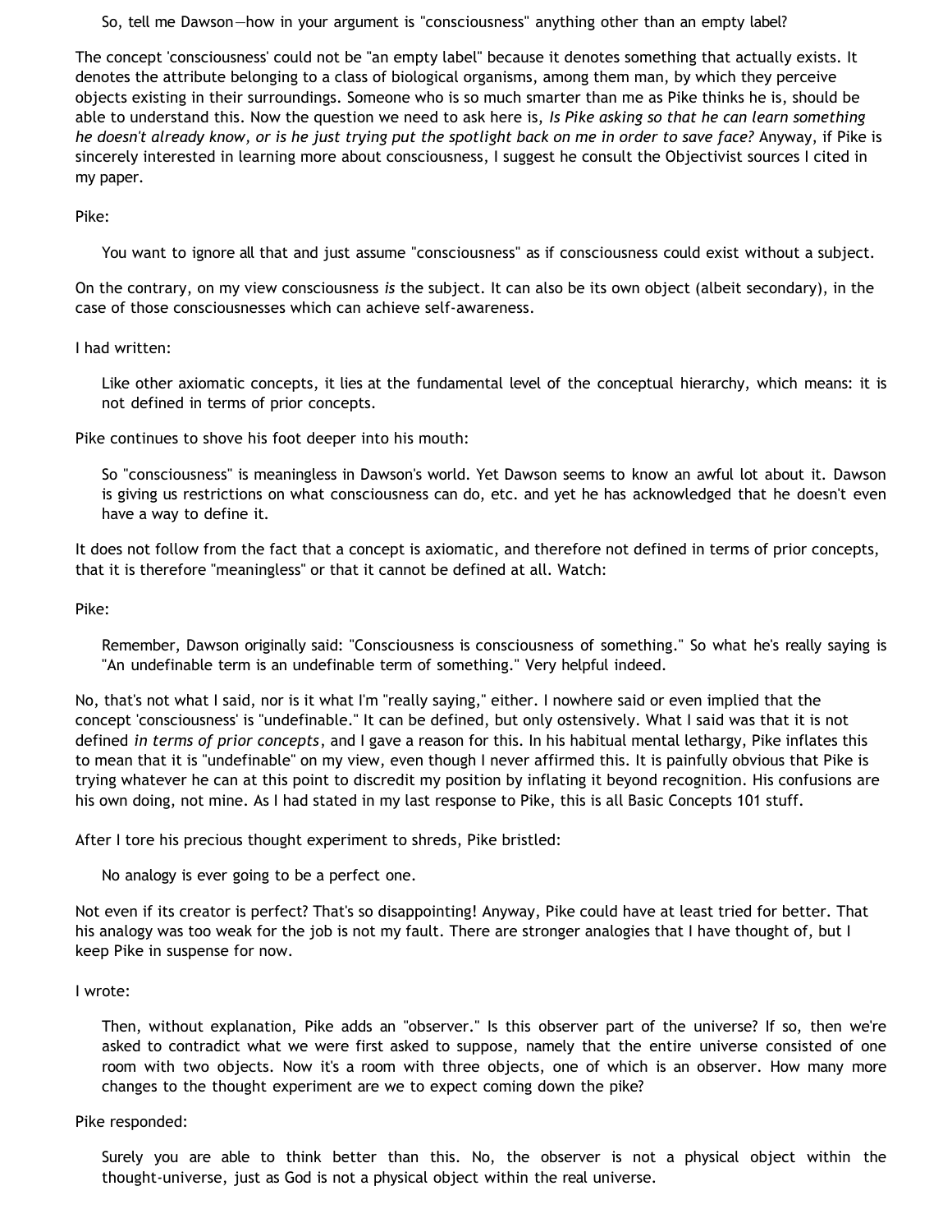> So, tell me Dawson—how in your argument is "consciousness" anything other than an empty label?

The concept 'consciousness' could not be "an empty label" because it denotes something that actually exists. It denotes the attribute belonging to a class of biological organisms, among them man, by which they perceive objects existing in their surroundings. Someone who is so much smarter than me as Pike thinks he is, should be able to understand this. Now the question we need to ask here is, *Is Pike asking so that he can learn something he doesn't already know, or is he just trying put the spotlight back on me in order to save face?* Anyway, if Pike is sincerely interested in learning more about consciousness, I suggest he consult the Objectivist sources I cited in my paper.

Pike:

> You want to ignore all that and just assume "consciousness" as if consciousness could exist without a subject.

On the contrary, on my view consciousness *is* the subject. It can also be its own object (albeit secondary), in the case of those consciousnesses which can achieve self-awareness.

I had written:

> Like other axiomatic concepts, it lies at the fundamental level of the conceptual hierarchy, which means: it is not defined in terms of prior concepts.

Pike continues to shove his foot deeper into his mouth:

> So "consciousness" is meaningless in Dawson's world. Yet Dawson seems to know an awful lot about it. Dawson is giving us restrictions on what consciousness can do, etc. and yet he has acknowledged that he doesn't even have a way to define it.

It does not follow from the fact that a concept is axiomatic, and therefore not defined in terms of prior concepts, that it is therefore "meaningless" or that it cannot be defined at all. Watch:

Pike:

> Remember, Dawson originally said: "Consciousness is consciousness of something." So what he's really saying is "An undefinable term is an undefinable term of something." Very helpful indeed.

No, that's not what I said, nor is it what I'm "really saying," either. I nowhere said or even implied that the concept 'consciousness' is "undefinable." It can be defined, but only ostensively. What I said was that it is not defined *in terms of prior concepts*, and I gave a reason for this. In his habitual mental lethargy, Pike inflates this to mean that it is "undefinable" on my view, even though I never affirmed this. It is painfully obvious that Pike is trying whatever he can at this point to discredit my position by inflating it beyond recognition. His confusions are his own doing, not mine. As I had stated in my last response to Pike, this is all Basic Concepts 101 stuff.

After I tore his precious thought experiment to shreds, Pike bristled:

> No analogy is ever going to be a perfect one.

Not even if its creator is perfect? That's so disappointing! Anyway, Pike could have at least tried for better. That his analogy was too weak for the job is not my fault. There are stronger analogies that I have thought of, but I keep Pike in suspense for now.

I wrote:

> Then, without explanation, Pike adds an "observer." Is this observer part of the universe? If so, then we're asked to contradict what we were first asked to suppose, namely that the entire universe consisted of one room with two objects. Now it's a room with three objects, one of which is an observer. How many more changes to the thought experiment are we to expect coming down the pike?

Pike responded:

> Surely you are able to think better than this. No, the observer is not a physical object within the thought-universe, just as God is not a physical object within the real universe.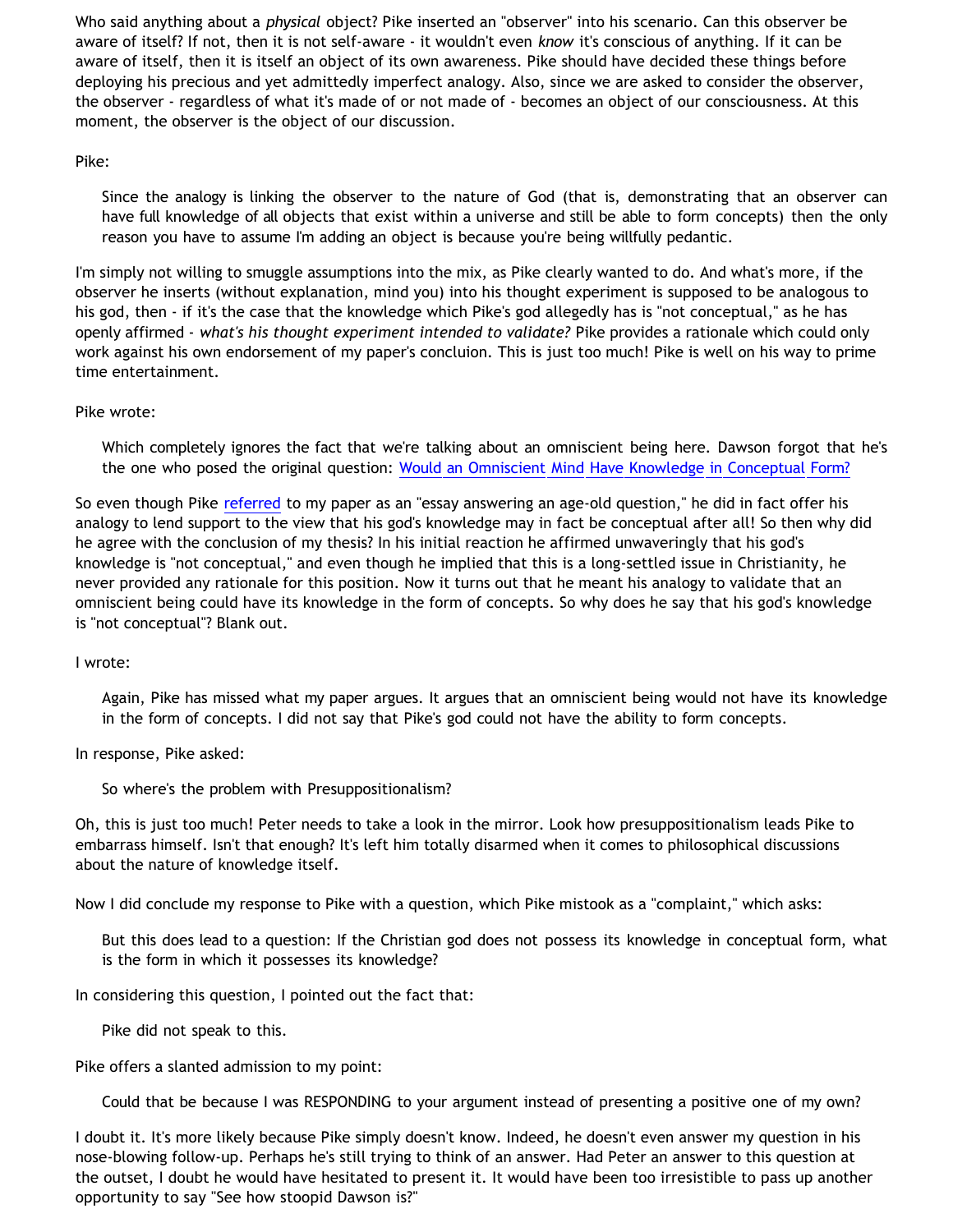Who said anything about a *physical* object? Pike inserted an "observer" into his scenario. Can this observer be aware of itself? If not, then it is not self-aware - it wouldn't even *know* it's conscious of anything. If it can be aware of itself, then it is itself an object of its own awareness. Pike should have decided these things before deploying his precious and yet admittedly imperfect analogy. Also, since we are asked to consider the observer, the observer - regardless of what it's made of or not made of - becomes an object of our consciousness. At this moment, the observer is the object of our discussion.

Pike:

> Since the analogy is linking the observer to the nature of God (that is, demonstrating that an observer can have full knowledge of all objects that exist within a universe and still be able to form concepts) then the only reason you have to assume I'm adding an object is because you're being willfully pedantic.

I'm simply not willing to smuggle assumptions into the mix, as Pike clearly wanted to do. And what's more, if the observer he inserts (without explanation, mind you) into his thought experiment is supposed to be analogous to his god, then - if it's the case that the knowledge which Pike's god allegedly has is "not conceptual," as he has openly affirmed - *what's his thought experiment intended to validate?* Pike provides a rationale which could only work against his own endorsement of my paper's concluion. This is just too much! Pike is well on his way to prime time entertainment.

Pike wrote:

> Which completely ignores the fact that we're talking about an omniscient being here. Dawson forgot that he's the one who posed the original question: Would an Omniscient Mind Have Knowledge in Conceptual Form?

So even though Pike referred to my paper as an "essay answering an age-old question," he did in fact offer his analogy to lend support to the view that his god's knowledge may in fact be conceptual after all! So then why did he agree with the conclusion of my thesis? In his initial reaction he affirmed unwaveringly that his god's knowledge is "not conceptual," and even though he implied that this is a long-settled issue in Christianity, he never provided any rationale for this position. Now it turns out that he meant his analogy to validate that an omniscient being could have its knowledge in the form of concepts. So why does he say that his god's knowledge is "not conceptual"? Blank out.

I wrote:

> Again, Pike has missed what my paper argues. It argues that an omniscient being would not have its knowledge in the form of concepts. I did not say that Pike's god could not have the ability to form concepts.

In response, Pike asked:

> So where's the problem with Presuppositionalism?

Oh, this is just too much! Peter needs to take a look in the mirror. Look how presuppositionalism leads Pike to embarrass himself. Isn't that enough? It's left him totally disarmed when it comes to philosophical discussions about the nature of knowledge itself.

Now I did conclude my response to Pike with a question, which Pike mistook as a "complaint," which asks:

> But this does lead to a question: If the Christian god does not possess its knowledge in conceptual form, what is the form in which it possesses its knowledge?

In considering this question, I pointed out the fact that:

> Pike did not speak to this.

Pike offers a slanted admission to my point:

> Could that be because I was RESPONDING to your argument instead of presenting a positive one of my own?

I doubt it. It's more likely because Pike simply doesn't know. Indeed, he doesn't even answer my question in his nose-blowing follow-up. Perhaps he's still trying to think of an answer. Had Peter an answer to this question at the outset, I doubt he would have hesitated to present it. It would have been too irresistible to pass up another opportunity to say "See how stoopid Dawson is?"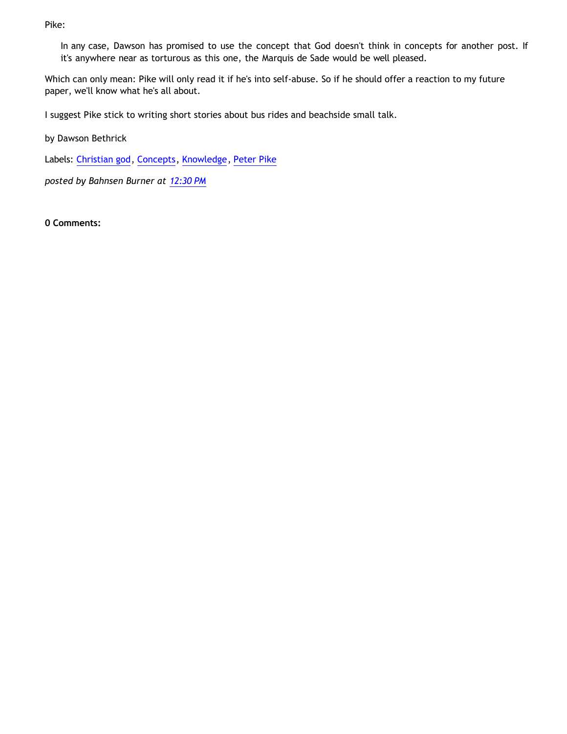Pike:

> In any case, Dawson has promised to use the concept that God doesn't think in concepts for another post. If it's anywhere near as torturous as this one, the Marquis de Sade would be well pleased.

Which can only mean: Pike will only read it if he's into self-abuse. So if he should offer a reaction to my future paper, we'll know what he's all about.

I suggest Pike stick to writing short stories about bus rides and beachside small talk.

by Dawson Bethrick

Labels: Christian god, Concepts, Knowledge, Peter Pike

*posted by Bahnsen Burner at 12:30 PM*

**0 Comments:**